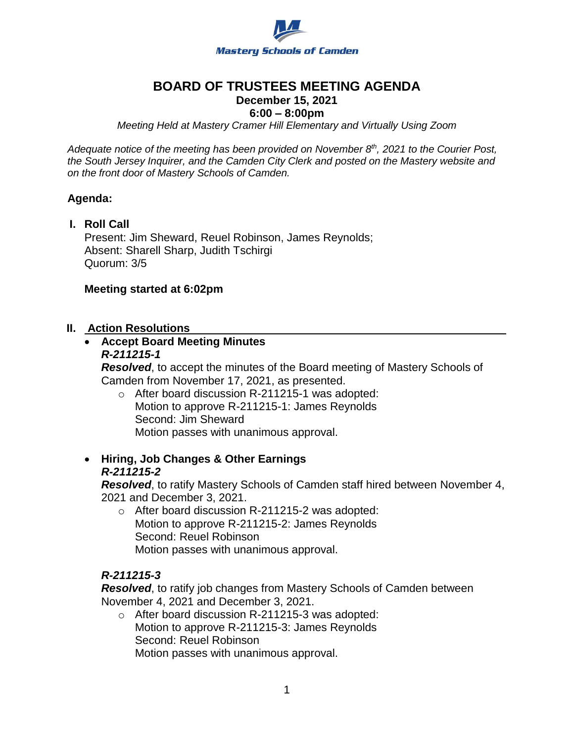Mastery Schools of Camden

# BOARD OF TRUSTEES MEETING AGENDA

**December 15, 2021**

**6:00 – 8:00pm**

*Meeting Held at Mastery Cramer Hill Elementary and Virtually Using Zoom*

*Adequate notice of the meeting has been provided on November 8th, 2021 to the Courier Post, the South Jersey Inquirer, and the Camden City Clerk and posted on the Mastery website and on the front door of Mastery Schools of Camden.*

**Agenda:**

## I. Roll Call

Present: Jim Sheward, Reuel Robinson, James Reynolds;
Absent: Sharell Sharp, Judith Tschirgi
Quorum: 3/5

**Meeting started at 6:02pm**

## II. Action Resolutions

- **Accept Board Meeting Minutes**
  ***R-211215-1***
  ***Resolved***, to accept the minutes of the Board meeting of Mastery Schools of Camden from November 17, 2021, as presented.
  - After board discussion R-211215-1 was adopted:
    Motion to approve R-211215-1: James Reynolds
    Second: Jim Sheward
    Motion passes with unanimous approval.

- **Hiring, Job Changes & Other Earnings**
  ***R-211215-2***
  ***Resolved***, to ratify Mastery Schools of Camden staff hired between November 4, 2021 and December 3, 2021.
  - After board discussion R-211215-2 was adopted:
    Motion to approve R-211215-2: James Reynolds
    Second: Reuel Robinson
    Motion passes with unanimous approval.

  ***R-211215-3***
  ***Resolved***, to ratify job changes from Mastery Schools of Camden between November 4, 2021 and December 3, 2021.
  - After board discussion R-211215-3 was adopted:
    Motion to approve R-211215-3: James Reynolds
    Second: Reuel Robinson
    Motion passes with unanimous approval.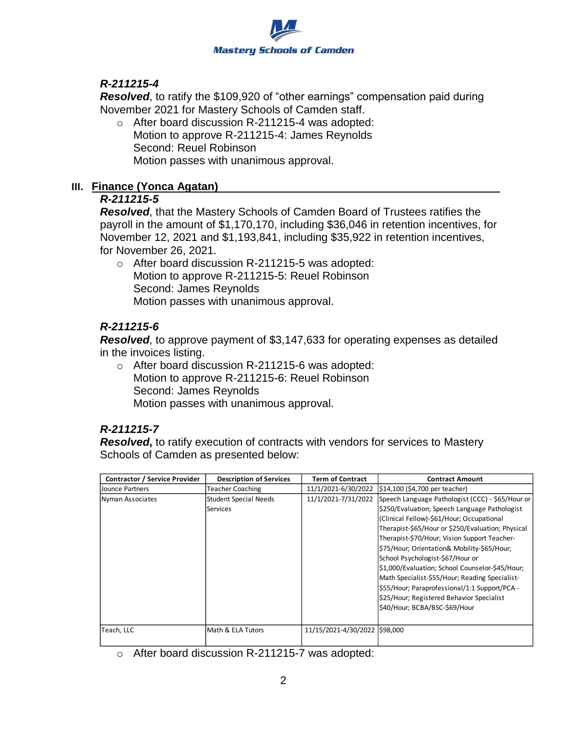### *R-211215-4*

***Resolved***, to ratify the $109,920 of "other earnings" compensation paid during November 2021 for Mastery Schools of Camden staff.

- After board discussion R-211215-4 was adopted:
  Motion to approve R-211215-4: James Reynolds
  Second: Reuel Robinson
  Motion passes with unanimous approval.

## III. Finance (Yonca Agatan)

### *R-211215-5*

***Resolved***, that the Mastery Schools of Camden Board of Trustees ratifies the payroll in the amount of $1,170,170, including $36,046 in retention incentives, for November 12, 2021 and $1,193,841, including $35,922 in retention incentives, for November 26, 2021.

- After board discussion R-211215-5 was adopted:
  Motion to approve R-211215-5: Reuel Robinson
  Second: James Reynolds
  Motion passes with unanimous approval.

### *R-211215-6*

***Resolved***, to approve payment of $3,147,633 for operating expenses as detailed in the invoices listing.

- After board discussion R-211215-6 was adopted:
  Motion to approve R-211215-6: Reuel Robinson
  Second: James Reynolds
  Motion passes with unanimous approval.

### *R-211215-7*

***Resolved*,** to ratify execution of contracts with vendors for services to Mastery Schools of Camden as presented below:

| Contractor / Service Provider | Description of Services | Term of Contract | Contract Amount |
|---|---|---|---|
| Jounce Partners | Teacher Coaching | 11/1/2021-6/30/2022 | $14,100 ($4,700 per teacher) |
| Nyman Associates | Student Special Needs Services | 11/1/2021-7/31/2022 | Speech Language Pathologist (CCC) - $65/Hour or $250/Evaluation; Speech Language Pathologist (Clinical Fellow)-$61/Hour; Occupational Therapist-$65/Hour or $250/Evaluation; Physical Therapist-$70/Hour; Vision Support Teacher-$75/Hour; Orientation& Mobility-$65/Hour; School Psychologist-$67/Hour or $1,000/Evaluation; School Counselor-$45/Hour; Math Specialist-$55/Hour; Reading Specialist-$55/Hour; Paraprofessional/1:1 Support/PCA - $25/Hour; Registered Behavior Specialist $40/Hour; BCBA/BSC-$69/Hour |
| Teach, LLC | Math & ELA Tutors | 11/15/2021-4/30/2022 | $98,000 |

- After board discussion R-211215-7 was adopted: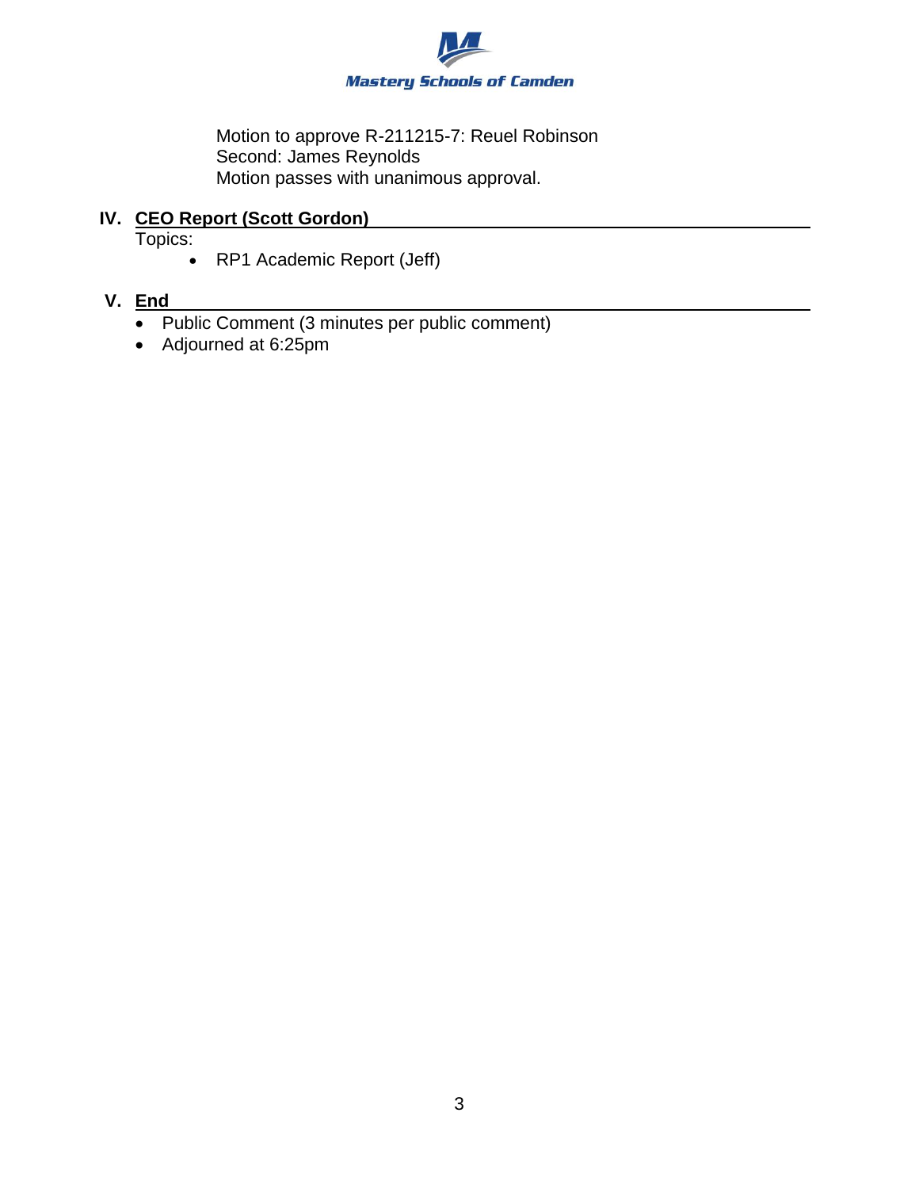Mastery Schools of Camden

Motion to approve R-211215-7: Reuel Robinson
Second: James Reynolds
Motion passes with unanimous approval.

## IV. CEO Report (Scott Gordon)

Topics:

- RP1 Academic Report (Jeff)

## V. End

- Public Comment (3 minutes per public comment)
- Adjourned at 6:25pm